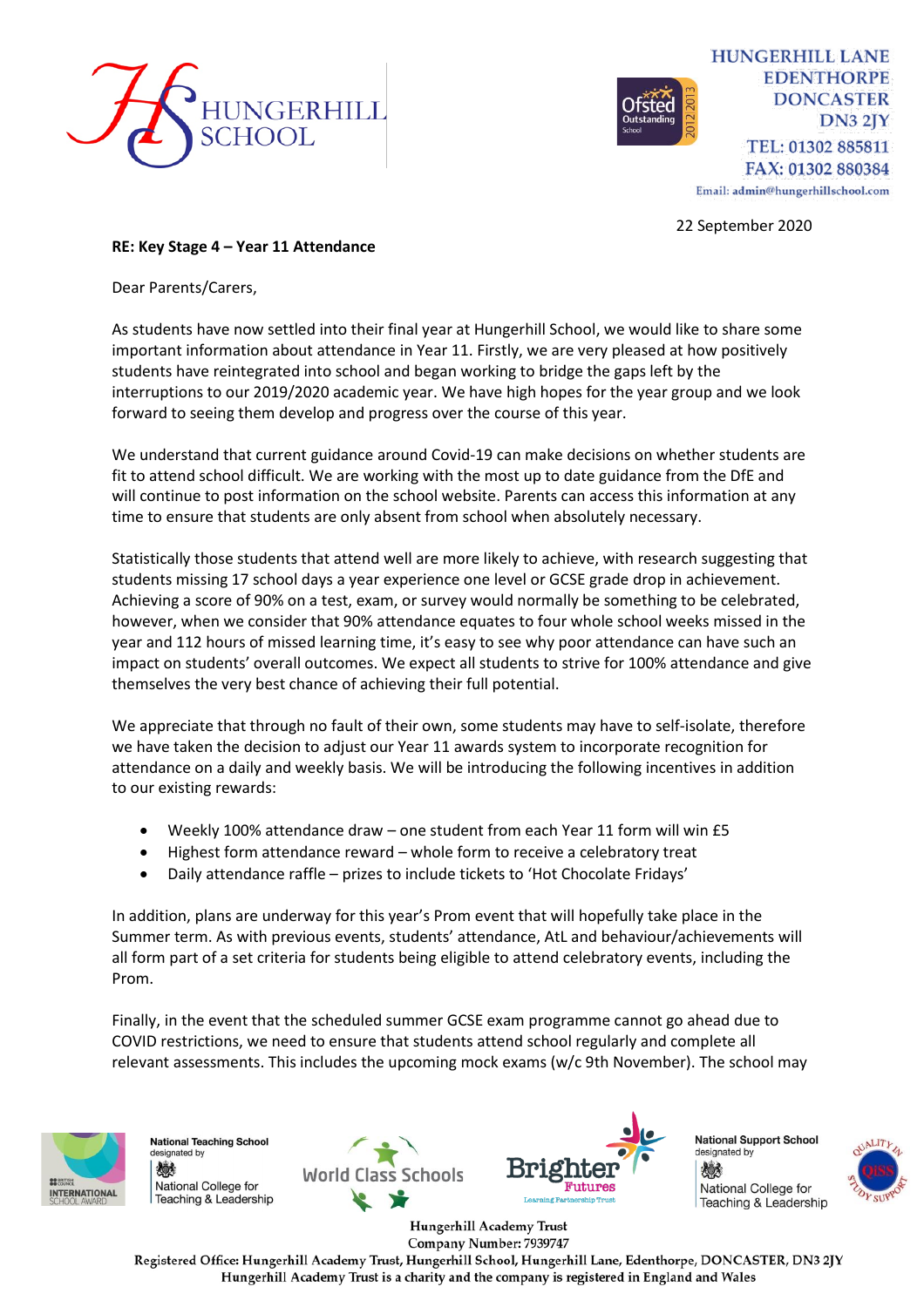HUNGERHILL SCHOOL

HUNGERHILL LANE
EDENTHORPE
DONCASTER
DN3 2JY
TEL: 01302 885811
FAX: 01302 880384
Email: admin@hungerhillschool.com

22 September 2020

**RE: Key Stage 4 – Year 11 Attendance**

Dear Parents/Carers,

As students have now settled into their final year at Hungerhill School, we would like to share some important information about attendance in Year 11. Firstly, we are very pleased at how positively students have reintegrated into school and began working to bridge the gaps left by the interruptions to our 2019/2020 academic year. We have high hopes for the year group and we look forward to seeing them develop and progress over the course of this year.

We understand that current guidance around Covid-19 can make decisions on whether students are fit to attend school difficult. We are working with the most up to date guidance from the DfE and will continue to post information on the school website. Parents can access this information at any time to ensure that students are only absent from school when absolutely necessary.

Statistically those students that attend well are more likely to achieve, with research suggesting that students missing 17 school days a year experience one level or GCSE grade drop in achievement. Achieving a score of 90% on a test, exam, or survey would normally be something to be celebrated, however, when we consider that 90% attendance equates to four whole school weeks missed in the year and 112 hours of missed learning time, it's easy to see why poor attendance can have such an impact on students' overall outcomes. We expect all students to strive for 100% attendance and give themselves the very best chance of achieving their full potential.

We appreciate that through no fault of their own, some students may have to self-isolate, therefore we have taken the decision to adjust our Year 11 awards system to incorporate recognition for attendance on a daily and weekly basis. We will be introducing the following incentives in addition to our existing rewards:

- Weekly 100% attendance draw – one student from each Year 11 form will win £5
- Highest form attendance reward – whole form to receive a celebratory treat
- Daily attendance raffle – prizes to include tickets to 'Hot Chocolate Fridays'

In addition, plans are underway for this year's Prom event that will hopefully take place in the Summer term. As with previous events, students' attendance, AtL and behaviour/achievements will all form part of a set criteria for students being eligible to attend celebratory events, including the Prom.

Finally, in the event that the scheduled summer GCSE exam programme cannot go ahead due to COVID restrictions, we need to ensure that students attend school regularly and complete all relevant assessments. This includes the upcoming mock exams (w/c 9th November). The school may

Hungerhill Academy Trust
Company Number: 7939747
Registered Office: Hungerhill Academy Trust, Hungerhill School, Hungerhill Lane, Edenthorpe, DONCASTER, DN3 2JY
Hungerhill Academy Trust is a charity and the company is registered in England and Wales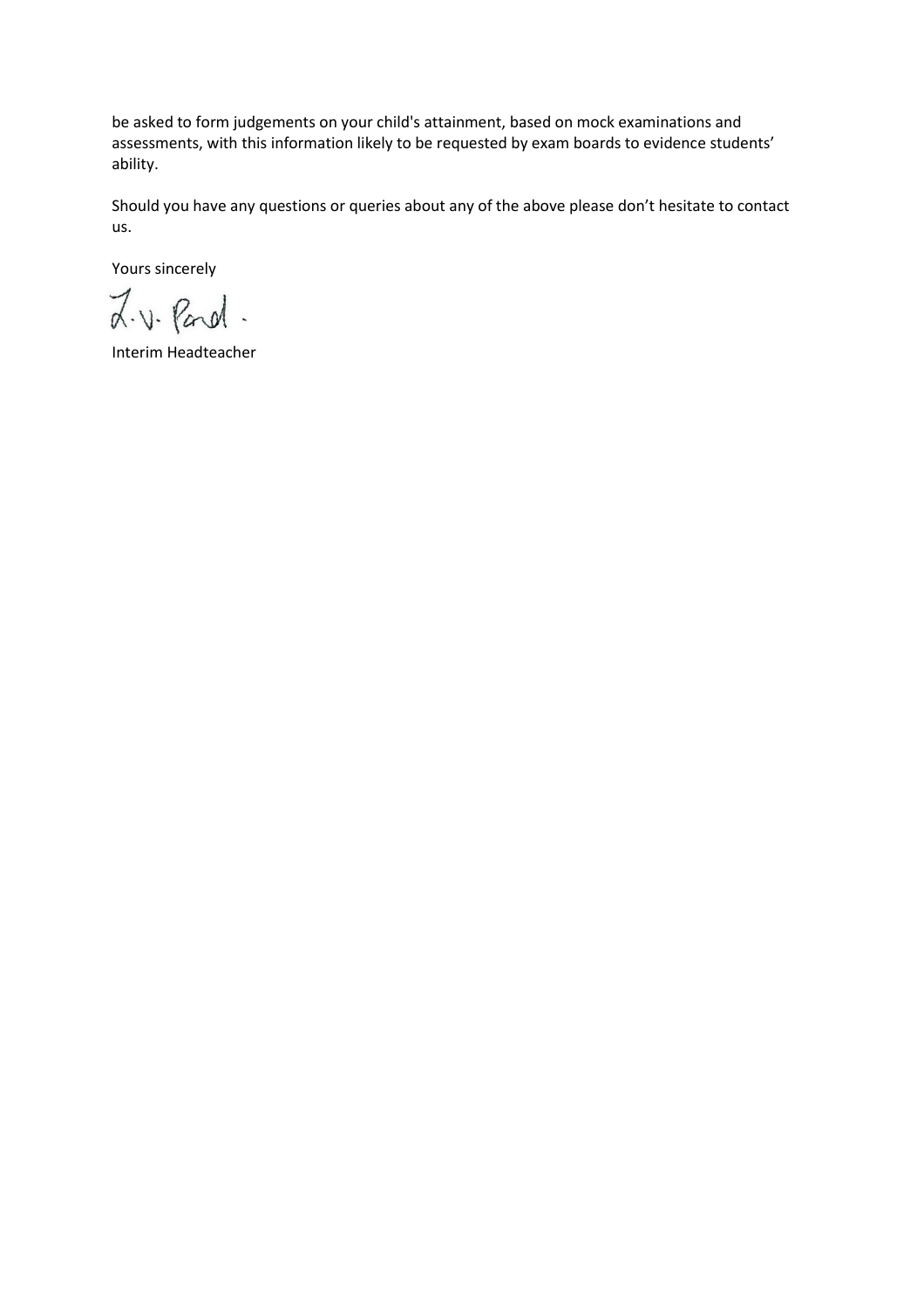be asked to form judgements on your child's attainment, based on mock examinations and assessments, with this information likely to be requested by exam boards to evidence students' ability.

Should you have any questions or queries about any of the above please don't hesitate to contact us.

Yours sincerely

L.V. Pond.

Interim Headteacher